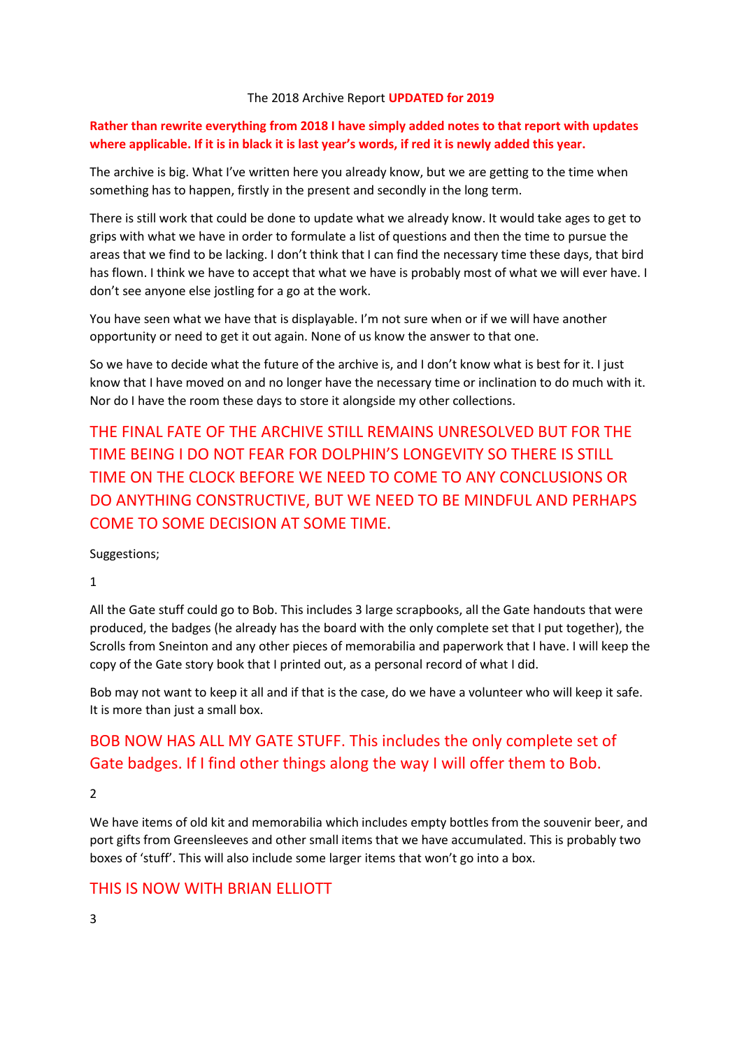The 2018 Archive Report **UPDATED for 2019**

**Rather than rewrite everything from 2018 I have simply added notes to that report with updates where applicable. If it is in black it is last year's words, if red it is newly added this year.**

The archive is big. What I've written here you already know, but we are getting to the time when something has to happen, firstly in the present and secondly in the long term.

There is still work that could be done to update what we already know. It would take ages to get to grips with what we have in order to formulate a list of questions and then the time to pursue the areas that we find to be lacking. I don't think that I can find the necessary time these days, that bird has flown. I think we have to accept that what we have is probably most of what we will ever have. I don't see anyone else jostling for a go at the work.

You have seen what we have that is displayable. I'm not sure when or if we will have another opportunity or need to get it out again. None of us know the answer to that one.

So we have to decide what the future of the archive is, and I don't know what is best for it. I just know that I have moved on and no longer have the necessary time or inclination to do much with it. Nor do I have the room these days to store it alongside my other collections.

THE FINAL FATE OF THE ARCHIVE STILL REMAINS UNRESOLVED BUT FOR THE TIME BEING I DO NOT FEAR FOR DOLPHIN'S LONGEVITY SO THERE IS STILL TIME ON THE CLOCK BEFORE WE NEED TO COME TO ANY CONCLUSIONS OR DO ANYTHING CONSTRUCTIVE, BUT WE NEED TO BE MINDFUL AND PERHAPS COME TO SOME DECISION AT SOME TIME.

Suggestions;

1

All the Gate stuff could go to Bob. This includes 3 large scrapbooks, all the Gate handouts that were produced, the badges (he already has the board with the only complete set that I put together), the Scrolls from Sneinton and any other pieces of memorabilia and paperwork that I have. I will keep the copy of the Gate story book that I printed out, as a personal record of what I did.

Bob may not want to keep it all and if that is the case, do we have a volunteer who will keep it safe. It is more than just a small box.

BOB NOW HAS ALL MY GATE STUFF. This includes the only complete set of Gate badges. If I find other things along the way I will offer them to Bob.

2

We have items of old kit and memorabilia which includes empty bottles from the souvenir beer, and port gifts from Greensleeves and other small items that we have accumulated. This is probably two boxes of 'stuff'. This will also include some larger items that won't go into a box.

THIS IS NOW WITH BRIAN ELLIOTT

3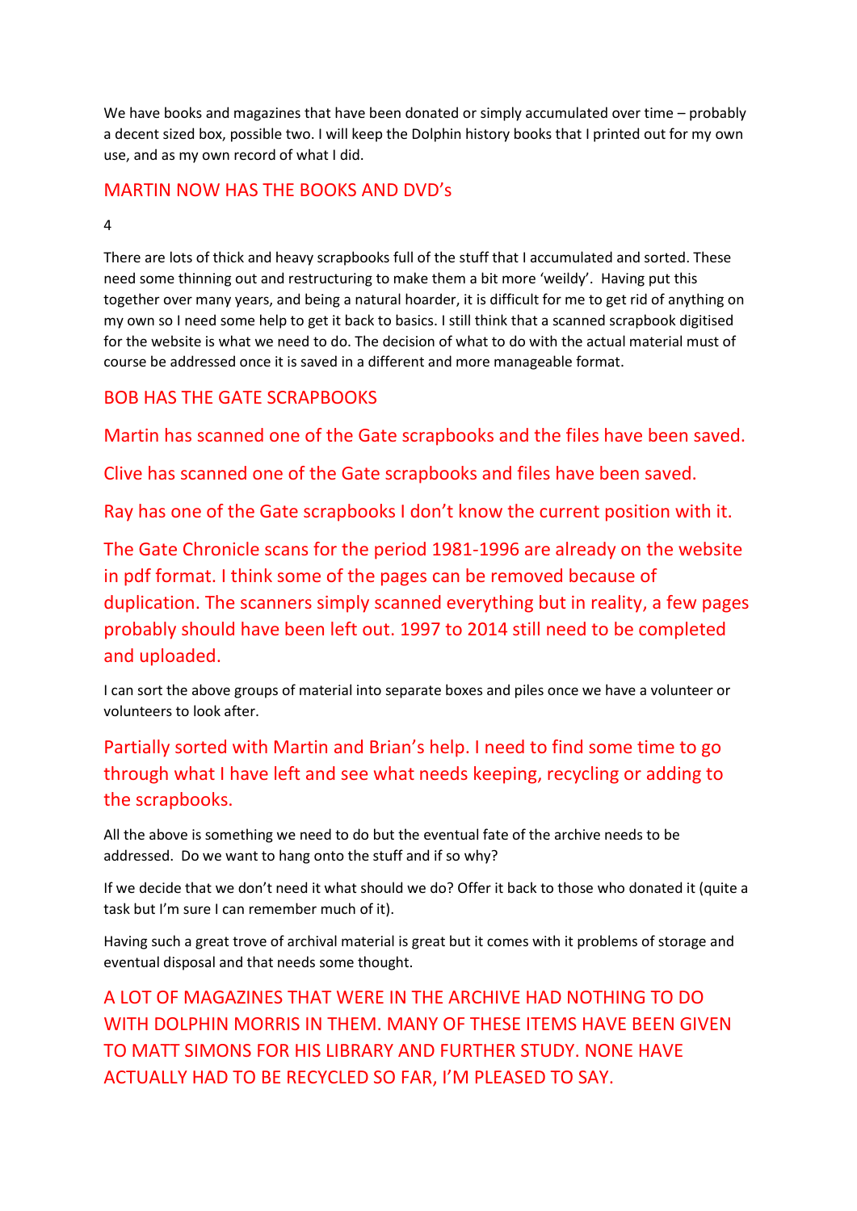We have books and magazines that have been donated or simply accumulated over time – probably a decent sized box, possible two. I will keep the Dolphin history books that I printed out for my own use, and as my own record of what I did.

MARTIN NOW HAS THE BOOKS AND DVD's

4

There are lots of thick and heavy scrapbooks full of the stuff that I accumulated and sorted. These need some thinning out and restructuring to make them a bit more 'weildy'. Having put this together over many years, and being a natural hoarder, it is difficult for me to get rid of anything on my own so I need some help to get it back to basics. I still think that a scanned scrapbook digitised for the website is what we need to do. The decision of what to do with the actual material must of course be addressed once it is saved in a different and more manageable format.

BOB HAS THE GATE SCRAPBOOKS

Martin has scanned one of the Gate scrapbooks and the files have been saved.

Clive has scanned one of the Gate scrapbooks and files have been saved.

Ray has one of the Gate scrapbooks I don't know the current position with it.

The Gate Chronicle scans for the period 1981-1996 are already on the website in pdf format. I think some of the pages can be removed because of duplication. The scanners simply scanned everything but in reality, a few pages probably should have been left out. 1997 to 2014 still need to be completed and uploaded.

I can sort the above groups of material into separate boxes and piles once we have a volunteer or volunteers to look after.

Partially sorted with Martin and Brian's help. I need to find some time to go through what I have left and see what needs keeping, recycling or adding to the scrapbooks.

All the above is something we need to do but the eventual fate of the archive needs to be addressed. Do we want to hang onto the stuff and if so why?

If we decide that we don't need it what should we do? Offer it back to those who donated it (quite a task but I'm sure I can remember much of it).

Having such a great trove of archival material is great but it comes with it problems of storage and eventual disposal and that needs some thought.

A LOT OF MAGAZINES THAT WERE IN THE ARCHIVE HAD NOTHING TO DO WITH DOLPHIN MORRIS IN THEM. MANY OF THESE ITEMS HAVE BEEN GIVEN TO MATT SIMONS FOR HIS LIBRARY AND FURTHER STUDY. NONE HAVE ACTUALLY HAD TO BE RECYCLED SO FAR, I'M PLEASED TO SAY.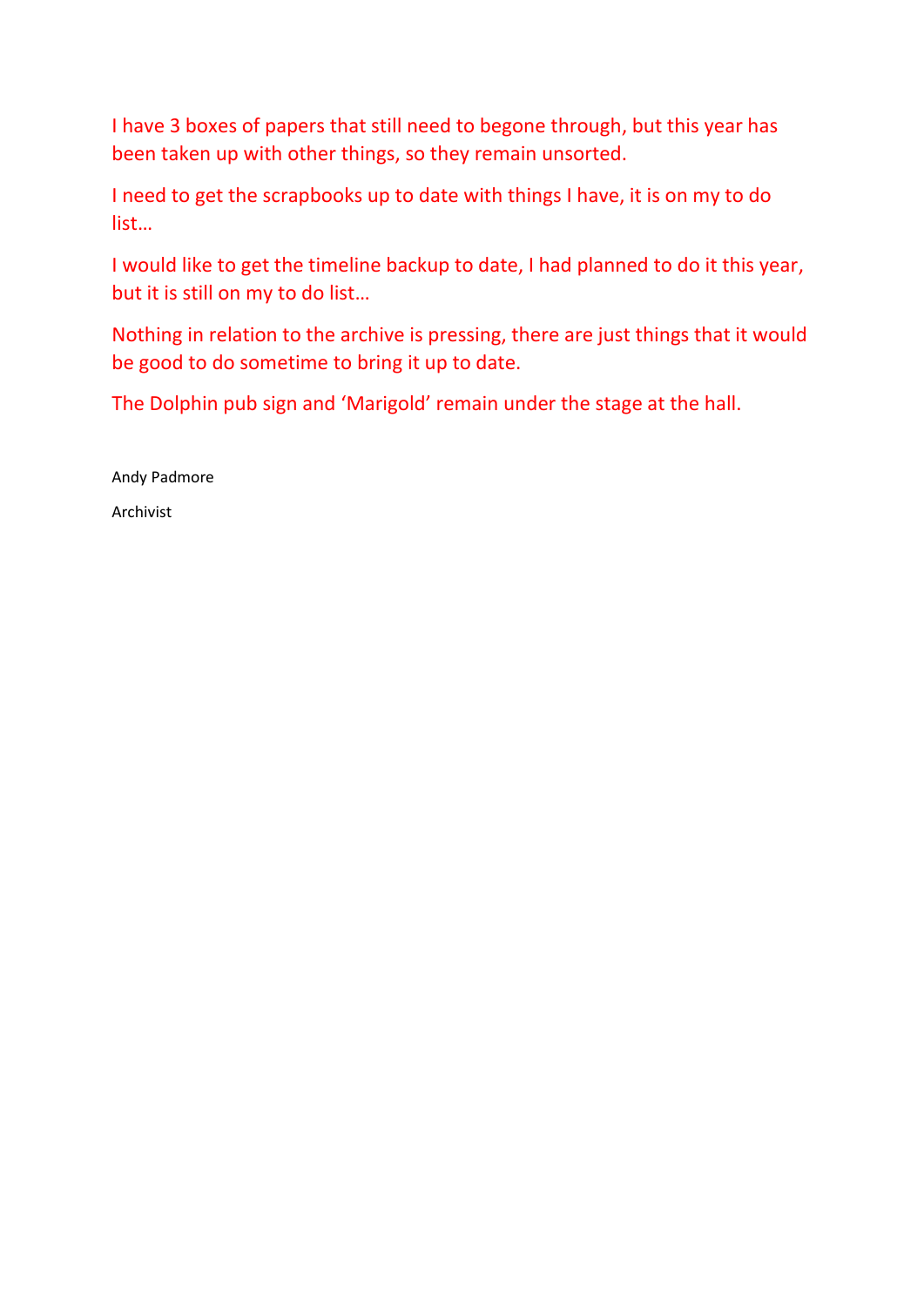I have 3 boxes of papers that still need to begone through, but this year has been taken up with other things, so they remain unsorted.

I need to get the scrapbooks up to date with things I have, it is on my to do list…

I would like to get the timeline backup to date, I had planned to do it this year, but it is still on my to do list…

Nothing in relation to the archive is pressing, there are just things that it would be good to do sometime to bring it up to date.

The Dolphin pub sign and 'Marigold' remain under the stage at the hall.

Andy Padmore

Archivist